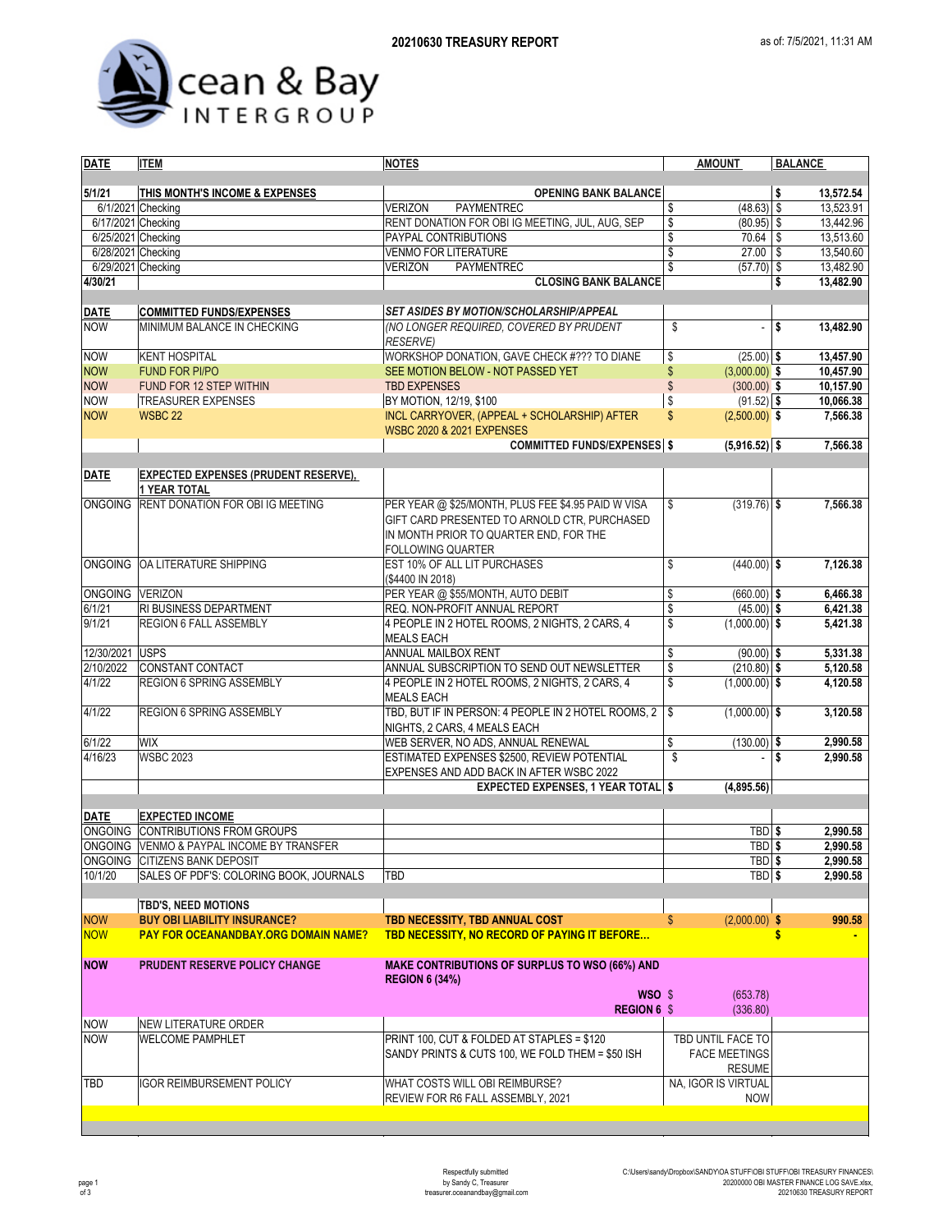# 20210630 TREASURY REPORT

as of: 7/5/2021, 11:31 AM

Ocean & Bay INTERGROUP

| DATE | ITEM | NOTES | AMOUNT | BALANCE |
|---|---|---|---|---|
| 5/1/21 | **THIS MONTH'S INCOME & EXPENSES** | **OPENING BANK BALANCE** | | **$ 13,572.54** |
| 6/1/2021 | Checking | VERIZON PAYMENTREC | $ (48.63) | $ 13,523.91 |
| 6/17/2021 | Checking | RENT DONATION FOR OBI IG MEETING, JUL, AUG, SEP | $ (80.95) | $ 13,442.96 |
| 6/25/2021 | Checking | PAYPAL CONTRIBUTIONS | $ 70.64 | $ 13,513.60 |
| 6/28/2021 | Checking | VENMO FOR LITERATURE | $ 27.00 | $ 13,540.60 |
| 6/29/2021 | Checking | VERIZON PAYMENTREC | $ (57.70) | $ 13,482.90 |
| 4/30/21 | | **CLOSING BANK BALANCE** | | **$ 13,482.90** |
| | | | | |
| **DATE** | **COMMITTED FUNDS/EXPENSES** | ***SET ASIDES BY MOTION/SCHOLARSHIP/APPEAL*** | | |
| NOW | MINIMUM BALANCE IN CHECKING | *(NO LONGER REQUIRED, COVERED BY PRUDENT RESERVE)* | $ - | **$ 13,482.90** |
| NOW | KENT HOSPITAL | WORKSHOP DONATION, GAVE CHECK #??? TO DIANE | $ (25.00) | **$ 13,457.90** |
| NOW | FUND FOR PI/PO | SEE MOTION BELOW - NOT PASSED YET | $ (3,000.00) | **$ 10,457.90** |
| NOW | FUND FOR 12 STEP WITHIN | TBD EXPENSES | $ (300.00) | **$ 10,157.90** |
| NOW | TREASURER EXPENSES | BY MOTION, 12/19, $100 | $ (91.52) | **$ 10,066.38** |
| NOW | WSBC 22 | INCL CARRYOVER, (APPEAL + SCHOLARSHIP) AFTER WSBC 2020 & 2021 EXPENSES | $ (2,500.00) | **$ 7,566.38** |
| | | **COMMITTED FUNDS/EXPENSES** | **$ (5,916.52)** | **$ 7,566.38** |
| | | | | |
| **DATE** | **EXPECTED EXPENSES (PRUDENT RESERVE), 1 YEAR TOTAL** | | | |
| ONGOING | RENT DONATION FOR OBI IG MEETING | PER YEAR @ $25/MONTH, PLUS FEE $4.95 PAID W VISA GIFT CARD PRESENTED TO ARNOLD CTR, PURCHASED IN MONTH PRIOR TO QUARTER END, FOR THE FOLLOWING QUARTER | $ (319.76) | **$ 7,566.38** |
| ONGOING | OA LITERATURE SHIPPING | EST 10% OF ALL LIT PURCHASES ($4400 IN 2018) | $ (440.00) | **$ 7,126.38** |
| ONGOING | VERIZON | PER YEAR @ $55/MONTH, AUTO DEBIT | $ (660.00) | **$ 6,466.38** |
| 6/1/21 | RI BUSINESS DEPARTMENT | REQ. NON-PROFIT ANNUAL REPORT | $ (45.00) | **$ 6,421.38** |
| 9/1/21 | REGION 6 FALL ASSEMBLY | 4 PEOPLE IN 2 HOTEL ROOMS, 2 NIGHTS, 2 CARS, 4 MEALS EACH | $ (1,000.00) | **$ 5,421.38** |
| 12/30/2021 | USPS | ANNUAL MAILBOX RENT | $ (90.00) | **$ 5,331.38** |
| 2/10/2022 | CONSTANT CONTACT | ANNUAL SUBSCRIPTION TO SEND OUT NEWSLETTER | $ (210.80) | **$ 5,120.58** |
| 4/1/22 | REGION 6 SPRING ASSEMBLY | 4 PEOPLE IN 2 HOTEL ROOMS, 2 NIGHTS, 2 CARS, 4 MEALS EACH | $ (1,000.00) | **$ 4,120.58** |
| 4/1/22 | REGION 6 SPRING ASSEMBLY | TBD, BUT IF IN PERSON: 4 PEOPLE IN 2 HOTEL ROOMS, 2 NIGHTS, 2 CARS, 4 MEALS EACH | $ (1,000.00) | **$ 3,120.58** |
| 6/1/22 | WIX | WEB SERVER, NO ADS, ANNUAL RENEWAL | $ (130.00) | **$ 2,990.58** |
| 4/16/23 | WSBC 2023 | ESTIMATED EXPENSES $2500, REVIEW POTENTIAL EXPENSES AND ADD BACK IN AFTER WSBC 2022 | $ - | **$ 2,990.58** |
| | | **EXPECTED EXPENSES, 1 YEAR TOTAL** | **$ (4,895.56)** | |
| | | | | |
| **DATE** | **EXPECTED INCOME** | | | |
| ONGOING | CONTRIBUTIONS FROM GROUPS | | TBD | **$ 2,990.58** |
| ONGOING | VENMO & PAYPAL INCOME BY TRANSFER | | TBD | **$ 2,990.58** |
| ONGOING | CITIZENS BANK DEPOSIT | | TBD | **$ 2,990.58** |
| 10/1/20 | SALES OF PDF'S: COLORING BOOK, JOURNALS | TBD | TBD | **$ 2,990.58** |
| | | | | |
| | **TBD'S, NEED MOTIONS** | | | |
| **NOW** | **BUY OBI LIABILITY INSURANCE?** | **TBD NECESSITY, TBD ANNUAL COST** | $ (2,000.00) | **$ 990.58** |
| **NOW** | **PAY FOR OCEANANDBAY.ORG DOMAIN NAME?** | **TBD NECESSITY, NO RECORD OF PAYING IT BEFORE...** | | **$ -** |
| **NOW** | **PRUDENT RESERVE POLICY CHANGE** | **MAKE CONTRIBUTIONS OF SURPLUS TO WSO (66%) AND REGION 6 (34%)** | | |
| | | **WSO** $ | (653.78) | |
| | | **REGION 6** $ | (336.80) | |
| NOW | NEW LITERATURE ORDER | | | |
| NOW | WELCOME PAMPHLET | PRINT 100, CUT & FOLDED AT STAPLES = $120 SANDY PRINTS & CUTS 100, WE FOLD THEM = $50 ISH | TBD UNTIL FACE TO FACE MEETINGS RESUME | |
| TBD | IGOR REIMBURSEMENT POLICY | WHAT COSTS WILL OBI REIMBURSE? REVIEW FOR R6 FALL ASSEMBLY, 2021 | NA, IGOR IS VIRTUAL NOW | |

Respectfully submitted
by Sandy C, Treasurer
treasurer.oceanandbay@gmail.com

C:\Users\sandy\Dropbox\SANDY\OA STUFF\OBI STUFF\OBI TREASURY FINANCES\20200000 OBI MASTER FINANCE LOG SAVE.xlsx, 20210630 TREASURY REPORT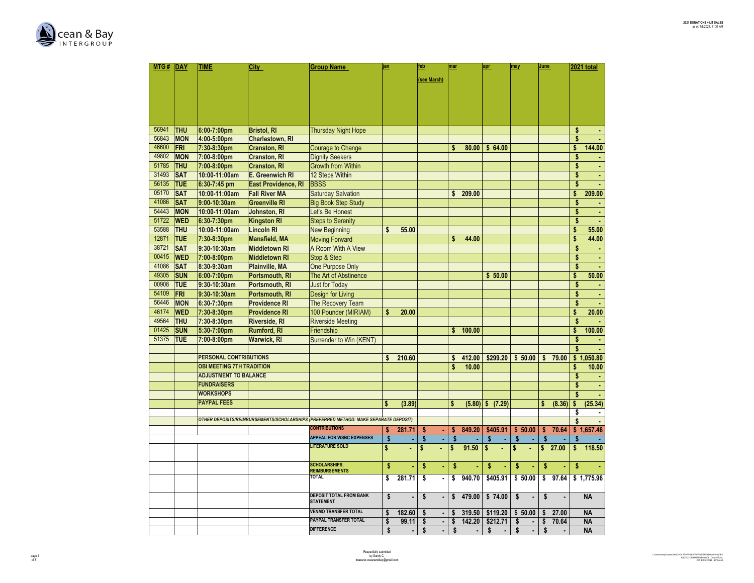Ocean & Bay INTERGROUP

| MTG # | DAY | TIME | City | Group Name | jan | feb (see March) | mar | apr | may | June | 2021 total |
|---|---|---|---|---|---|---|---|---|---|---|---|
| 56941 | THU | 6:00-7:00pm | Bristol, RI | Thursday Night Hope | | | | | | | $ - |
| 56843 | MON | 4:00-5:00pm | Charlestown, RI | | | | | | | | $ - |
| 46600 | FRI | 7:30-8:30pm | Cranston, RI | Courage to Change | | | $ 80.00 | $ 64.00 | | | $ 144.00 |
| 49802 | MON | 7:00-8:00pm | Cranston, RI | Dignity Seekers | | | | | | | $ - |
| 51785 | THU | 7:00-8:00pm | Cranston, RI | Growth from Within | | | | | | | $ - |
| 31493 | SAT | 10:00-11:00am | E. Greenwich RI | 12 Steps Within | | | | | | | $ - |
| 56135 | TUE | 6:30-7:45 pm | East Providence, RI | BBSS | | | | | | | $ - |
| 05170 | SAT | 10:00-11:00am | Fall River MA | Saturday Salvation | | | $ 209.00 | | | | $ 209.00 |
| 41086 | SAT | 9:00-10:30am | Greenville RI | Big Book Step Study | | | | | | | $ - |
| 54443 | MON | 10:00-11:00am | Johnston, RI | Let's Be Honest | | | | | | | $ - |
| 51722 | WED | 6:30-7:30pm | Kingston RI | Steps to Serenity | | | | | | | $ - |
| 53588 | THU | 10:00-11:00am | Lincoln RI | New Beginning | $ 55.00 | | | | | | $ 55.00 |
| 12871 | TUE | 7:30-8:30pm | Mansfield, MA | Moving Forward | | | $ 44.00 | | | | $ 44.00 |
| 38721 | SAT | 9:30-10:30am | Middletown RI | A Room With A View | | | | | | | $ - |
| 00415 | WED | 7:00-8:00pm | Middletown RI | Stop & Step | | | | | | | $ - |
| 41086 | SAT | 8:30-9:30am | Plainville, MA | One Purpose Only | | | | | | | $ - |
| 49305 | SUN | 6:00-7:00pm | Portsmouth, RI | The Art of Abstinence | | | | $ 50.00 | | | $ 50.00 |
| 00908 | TUE | 9:30-10:30am | Portsmouth, RI | Just for Today | | | | | | | $ - |
| 54109 | FRI | 9:30-10:30am | Portsmouth, RI | Design for Living | | | | | | | $ - |
| 56446 | MON | 6:30-7:30pm | Providence RI | The Recovery Team | | | | | | | $ - |
| 46174 | WED | 7:30-8:30pm | Providence RI | 100 Pounder (MIRIAM) | $ 20.00 | | | | | | $ 20.00 |
| 49564 | THU | 7:30-8:30pm | Riverside, RI | Riverside Meeting | | | | | | | $ - |
| 01425 | SUN | 5:30-7:00pm | Rumford, RI | Friendship | | | $ 100.00 | | | | $ 100.00 |
| 51375 | TUE | 7:00-8:00pm | Warwick, RI | Surrender to Win (KENT) | | | | | | | $ - |
| | | | | | | | | | | | $ - |
| | | PERSONAL CONTRIBUTIONS | | | $ 210.60 | | $ 412.00 | $299.20 | $ 50.00 | $ 79.00 | $ 1,050.80 |
| | | OBI MEETING 7TH TRADITION | | | | | $ 10.00 | | | | $ 10.00 |
| | | ADJUSTMENT TO BALANCE | | | | | | | | | $ - |
| | | FUNDRAISERS | | | | | | | | | $ - |
| | | WORKSHOPS | | | | | | | | | $ - |
| | | PAYPAL FEES | | | $ (3.89) | | $ (5.80) | $ (7.29) | | $ (8.36) | $ (25.34) |
| | | | | | | | | | | | $ - |
| | | *OTHER DEPOSITS/REIMBURSEMENTS/SCHOLARSHIPS (PREFERRED METHOD: MAKE SEPARATE DEPOSIT)* | | | | | | | | | $ - |
| | | | | CONTRIBUTIONS | $ 281.71 | $ - | $ 849.20 | $405.91 | $ 50.00 | $ 70.64 | $ 1,657.46 |
| | | | | APPEAL FOR WSBC EXPENSES | $ - | $ - | $ - | $ - | $ - | $ - | $ - |
| | | | | LITERATURE SOLD | $ - | $ - | $ 91.50 | $ - | $ - | $ 27.00 | $ 118.50 |
| | | | | SCHOLARSHIPS, REIMBURSEMENTS | $ - | $ - | $ - | $ - | $ - | $ - | $ - |
| | | | | TOTAL | $ 281.71 | $ - | $ 940.70 | $405.91 | $ 50.00 | $ 97.64 | $ 1,775.96 |
| | | | | DEPOSIT TOTAL FROM BANK STATEMENT | $ - | $ - | $ 479.00 | $ 74.00 | $ - | $ - | NA |
| | | | | VENMO TRANSFER TOTAL | $ 182.60 | $ - | $ 319.50 | $119.20 | $ 50.00 | $ 27.00 | NA |
| | | | | PAYPAL TRANSFER TOTAL | $ 99.11 | $ - | $ 142.20 | $212.71 | $ - | $ 70.64 | NA |
| | | | | DIFFERENCE | $ - | $ - | $ - | $ - | $ - | $ - | NA |

Respectfully submitted
by Sandy C.
treasurer.oceanandbay@gmail.com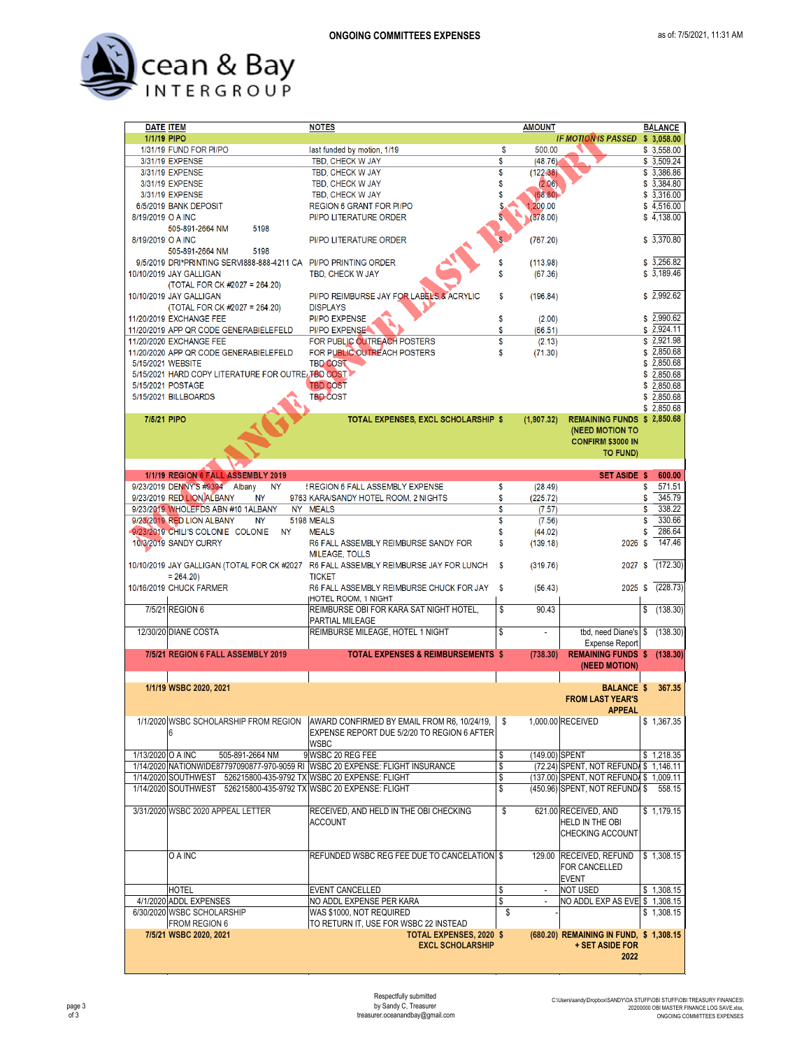**ONGOING COMMITTEES EXPENSES**

as of: 7/5/2021, 11:31 AM

Ocean & Bay INTERGROUP

NO CHANGE SINCE LAST REPORT

| DATE | ITEM | NOTES | | AMOUNT | | BALANCE |
|---|---|---|---|---|---|---|
| 1/1/19 | PIPO | | | | IF MOTION IS PASSED | $ 3,058.00 |
| 1/31/19 | FUND FOR PI/PO | last funded by motion, 1/19 | $ | 500.00 | | $ 3,558.00 |
| 3/31/19 | EXPENSE | TBD, CHECK W JAY | $ | (48.76) | | $ 3,509.24 |
| 3/31/19 | EXPENSE | TBD, CHECK W JAY | $ | (122.38) | | $ 3,386.86 |
| 3/31/19 | EXPENSE | TBD, CHECK W JAY | $ | (2.06) | | $ 3,384.80 |
| 3/31/19 | EXPENSE | TBD, CHECK W JAY | $ | (68.80) | | $ 3,316.00 |
| 6/5/2019 | BANK DEPOSIT | REGION 6 GRANT FOR PI/PO | $ | 1,200.00 | | $ 4,516.00 |
| 8/19/2019 | O A INC 505-891-2664 NM 5198 | PI/PO LITERATURE ORDER | $ | (378.00) | | $ 4,138.00 |
| 8/19/2019 | O A INC 505-891-2664 NM 5198 | PI/PO LITERATURE ORDER | $ | (767.20) | | $ 3,370.80 |
| 9/5/2019 | DRI*PRINTING SERVI888-888-4211 CA | PI/PO PRINTING ORDER | $ | (113.98) | | $ 3,256.82 |
| 10/10/2019 | JAY GALLIGAN (TOTAL FOR CK #2027 = 264.20) | TBD, CHECK W JAY | $ | (67.36) | | $ 3,189.46 |
| 10/10/2019 | JAY GALLIGAN (TOTAL FOR CK #2027 = 264.20) | PI/PO REIMBURSE JAY FOR LABELS & ACRYLIC DISPLAYS | $ | (196.84) | | $ 2,992.62 |
| 11/20/2019 | EXCHANGE FEE | PI/PO EXPENSE | $ | (2.00) | | $ 2,990.62 |
| 11/20/2019 | APP QR CODE GENERABIELEFELD | PI/PO EXPENSE | $ | (66.51) | | $ 2,924.11 |
| 11/20/2020 | EXCHANGE FEE | FOR PUBLIC OUTREACH POSTERS | $ | (2.13) | | $ 2,921.98 |
| 11/20/2020 | APP QR CODE GENERABIELEFELD | FOR PUBLIC OUTREACH POSTERS | $ | (71.30) | | $ 2,850.68 |
| 5/15/2021 | WEBSITE | TBD COST | | | | $ 2,850.68 |
| 5/15/2021 | HARD COPY LITERATURE FOR OUTRE | TBD COST | | | | $ 2,850.68 |
| 5/15/2021 | POSTAGE | TBD COST | | | | $ 2,850.68 |
| 5/15/2021 | BILLBOARDS | TBD COST | | | | $ 2,850.68 |
| | | | | | | $ 2,850.68 |
| **7/5/21** | **PIPO** | **TOTAL EXPENSES, EXCL SCHOLARSHIP** | **$** | **(1,907.32)** | **REMAINING FUNDS (NEED MOTION TO CONFIRM $3000 IN TO FUND)** | **$ 2,850.68** |
| | | | | | | |
| **1/1/19** | **REGION 6 FALL ASSEMBLY 2019** | | | | **SET ASIDE** | **$ 600.00** |
| 9/23/2019 | DENNY'S #9394 Albany NY | REGION 6 FALL ASSEMBLY EXPENSE | $ | (28.49) | | $ 571.51 |
| 9/23/2019 | RED LION ALBANY NY 9763 | KARA/SANDY HOTEL ROOM, 2 NIGHTS | $ | (225.72) | | $ 345.79 |
| 9/23/2019 | WHOLEFDS ABN #10 1ALBANY NY | MEALS | $ | (7.57) | | $ 338.22 |
| 9/23/2019 | RED LION ALBANY NY 5198 | MEALS | $ | (7.56) | | $ 330.66 |
| 9/23/2019 | CHILI'S COLONIE COLONIE NY | MEALS | $ | (44.02) | | $ 286.64 |
| 10/3/2019 | SANDY CURRY | R6 FALL ASSEMBLY REIMBURSE SANDY FOR MILEAGE, TOLLS | $ | (139.18) | 2026 | $ 147.46 |
| 10/10/2019 | JAY GALLIGAN (TOTAL FOR CK #2027 = 264.20) | R6 FALL ASSEMBLY REIMBURSE JAY FOR LUNCH TICKET | $ | (319.76) | 2027 | $ (172.30) |
| 10/16/2019 | CHUCK FARMER | R6 FALL ASSEMBLY REIMBURSE CHUCK FOR JAY HOTEL ROOM, 1 NIGHT | $ | (56.43) | 2025 | $ (228.73) |
| 7/5/21 | REGION 6 | REIMBURSE OBI FOR KARA SAT NIGHT HOTEL, PARTIAL MILEAGE | $ | 90.43 | | $ (138.30) |
| 12/30/20 | DIANE COSTA | REIMBURSE MILEAGE, HOTEL 1 NIGHT | $ | - | tbd, need Diane's Expense Report | $ (138.30) |
| **7/5/21** | **REGION 6 FALL ASSEMBLY 2019** | **TOTAL EXPENSES & REIMBURSEMENTS** | **$** | **(738.30)** | **REMAINING FUNDS (NEED MOTION)** | **$ (138.30)** |
| | | | | | | |
| **1/1/19** | **WSBC 2020, 2021** | | | | **BALANCE FROM LAST YEAR'S APPEAL** | **$ 367.35** |
| 1/1/2020 | WSBC SCHOLARSHIP FROM REGION 6 | AWARD CONFIRMED BY EMAIL FROM R6, 10/24/19, EXPENSE REPORT DUE 5/2/20 TO REGION 6 AFTER WSBC | $ | 1,000.00 | RECEIVED | $ 1,367.35 |
| 1/13/2020 | O A INC 505-891-2664 NM 9 | WSBC 20 REG FEE | $ | (149.00) | SPENT | $ 1,218.35 |
| 1/14/2020 | NATIONWIDE87797090877-970-9059 RI | WSBC 20 EXPENSE: FLIGHT INSURANCE | $ | (72.24) | SPENT, NOT REFUND/ | $ 1,146.11 |
| 1/14/2020 | SOUTHWEST 526215800-435-9792 TX | WSBC 20 EXPENSE: FLIGHT | $ | (137.00) | SPENT, NOT REFUND/ | $ 1,009.11 |
| 1/14/2020 | SOUTHWEST 526215800-435-9792 TX | WSBC 20 EXPENSE: FLIGHT | $ | (450.96) | SPENT, NOT REFUND/ | $ 558.15 |
| 3/31/2020 | WSBC 2020 APPEAL LETTER | RECEIVED, AND HELD IN THE OBI CHECKING ACCOUNT | $ | 621.00 | RECEIVED, AND HELD IN THE OBI CHECKING ACCOUNT | $ 1,179.15 |
| | O A INC | REFUNDED WSBC REG FEE DUE TO CANCELATION | $ | 129.00 | RECEIVED, REFUND FOR CANCELLED EVENT | $ 1,308.15 |
| | HOTEL | EVENT CANCELLED | $ | - | NOT USED | $ 1,308.15 |
| 4/1/2020 | ADDL EXPENSES | NO ADDL EXPENSE PER KARA | $ | - | NO ADDL EXP AS EVE | $ 1,308.15 |
| 6/30/2020 | WSBC SCHOLARSHIP FROM REGION 6 | WAS $1000, NOT REQUIRED TO RETURN IT, USE FOR WSBC 22 INSTEAD | $ | - | | $ 1,308.15 |
| **7/5/21** | **WSBC 2020, 2021** | **TOTAL EXPENSES, 2020 EXCL SCHOLARSHIP** | **$** | **(680.20)** | **REMAINING IN FUND, + SET ASIDE FOR 2022** | **$ 1,308.15** |

Respectfully submitted
by Sandy C, Treasurer
treasurer.oceanandbay@gmail.com

C:\Users\sandy\Dropbox\SANDY\OA STUFF\OBI STUFF\OBI TREASURY FINANCES\20200000 OBI MASTER FINANCE LOG SAVE.xlsx, ONGOING COMMITTEES EXPENSES